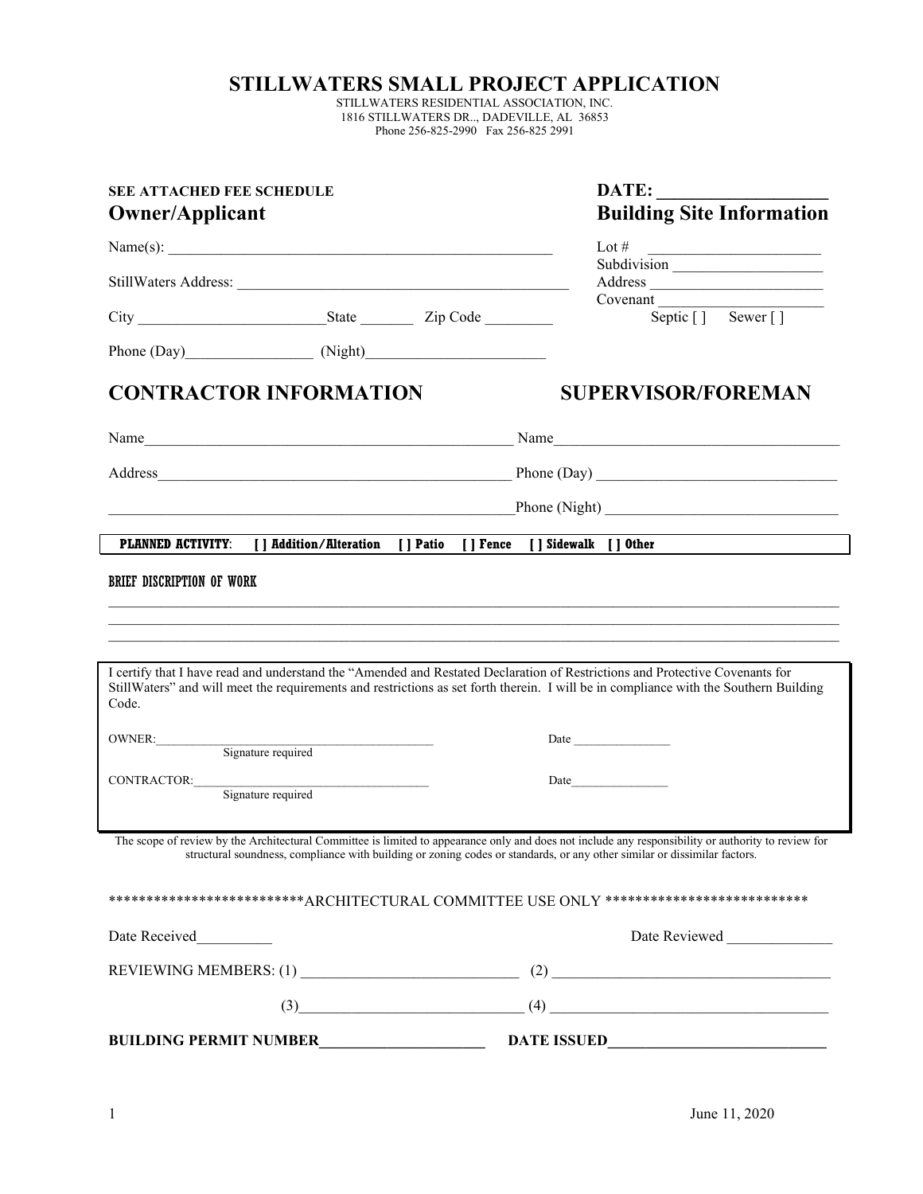# STILLWATERS SMALL PROJECT APPLICATION

STILLWATERS RESIDENTIAL ASSOCIATION, INC.
1816 STILLWATERS DR.., DADEVILLE, AL 36853
Phone 256-825-2990 Fax 256-825 2991

**SEE ATTACHED FEE SCHEDULE**

**DATE: ___________________**

## Owner/Applicant

Name(s): ___________________________________________________

StillWaters Address: ___________________________________________

City _________________________ State _______ Zip Code _________

Phone (Day)_________________ (Night)_______________________

## Building Site Information

Lot # _______________________

Subdivision ___________________

Address ______________________

Covenant _____________________

Septic [ ] Sewer [ ]

## CONTRACTOR INFORMATION

Name_________________________________________________

Address_______________________________________________

_____________________________________________________

## SUPERVISOR/FOREMAN

Name_____________________________________

Phone (Day) ________________________________

Phone (Night) _______________________________

**PLANNED ACTIVITY**: **[ ] Addition/Alteration** **[ ] Patio** **[ ] Fence** **[ ] Sidewalk** **[ ] Other**

**BRIEF DISCRIPTION OF WORK**

_____________________________________________________________________________________________

_____________________________________________________________________________________________

_____________________________________________________________________________________________

I certify that I have read and understand the "Amended and Restated Declaration of Restrictions and Protective Covenants for StillWaters" and will meet the requirements and restrictions as set forth therein. I will be in compliance with the Southern Building Code.

OWNER:_____________________________________________ Date ________________
Signature required

CONTRACTOR:_______________________________________ Date________________
Signature required

The scope of review by the Architectural Committee is limited to appearance only and does not include any responsibility or authority to review for structural soundness, compliance with building or zoning codes or standards, or any other similar or dissimilar factors.

**************************ARCHITECTURAL COMMITTEE USE ONLY ****************************

Date Received__________ Date Reviewed ______________

REVIEWING MEMBERS: (1) ____________________________ (2) ____________________________________

(3)_____________________________ (4) ____________________________________

**BUILDING PERMIT NUMBER______________________ DATE ISSUED_____________________________**

June 11, 2020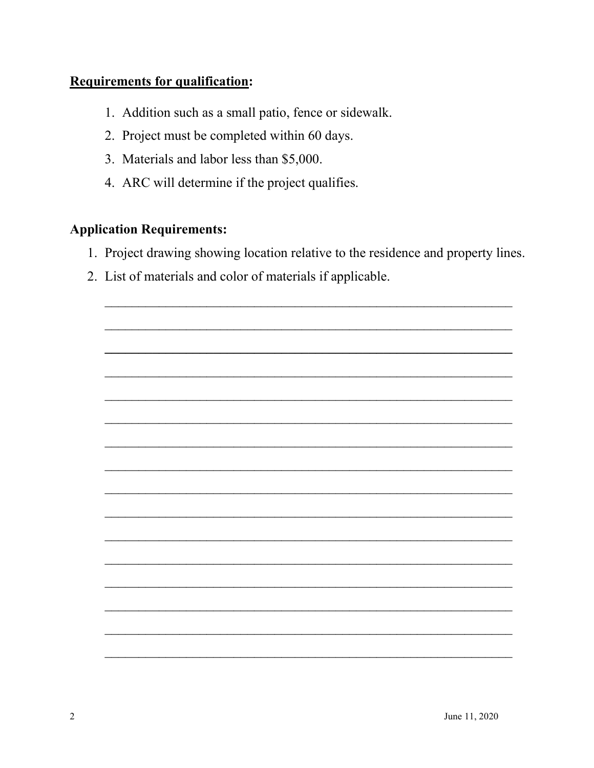**<u>Requirements for qualification</u>:**

1. Addition such as a small patio, fence or sidewalk.
2. Project must be completed within 60 days.
3. Materials and labor less than $5,000.
4. ARC will determine if the project qualifies.

**Application Requirements:**

1. Project drawing showing location relative to the residence and property lines.
2. List of materials and color of materials if applicable.

\_\_\_\_\_\_\_\_\_\_\_\_\_\_\_\_\_\_\_\_\_\_\_\_\_\_\_\_\_\_\_\_\_\_\_\_\_\_\_\_\_\_\_\_\_\_\_\_\_\_\_\_\_\_\_\_\_\_\_\_

\_\_\_\_\_\_\_\_\_\_\_\_\_\_\_\_\_\_\_\_\_\_\_\_\_\_\_\_\_\_\_\_\_\_\_\_\_\_\_\_\_\_\_\_\_\_\_\_\_\_\_\_\_\_\_\_\_\_\_\_

\_\_\_\_\_\_\_\_\_\_\_\_\_\_\_\_\_\_\_\_\_\_\_\_\_\_\_\_\_\_\_\_\_\_\_\_\_\_\_\_\_\_\_\_\_\_\_\_\_\_\_\_\_\_\_\_\_\_\_\_

\_\_\_\_\_\_\_\_\_\_\_\_\_\_\_\_\_\_\_\_\_\_\_\_\_\_\_\_\_\_\_\_\_\_\_\_\_\_\_\_\_\_\_\_\_\_\_\_\_\_\_\_\_\_\_\_\_\_\_\_

\_\_\_\_\_\_\_\_\_\_\_\_\_\_\_\_\_\_\_\_\_\_\_\_\_\_\_\_\_\_\_\_\_\_\_\_\_\_\_\_\_\_\_\_\_\_\_\_\_\_\_\_\_\_\_\_\_\_\_\_

\_\_\_\_\_\_\_\_\_\_\_\_\_\_\_\_\_\_\_\_\_\_\_\_\_\_\_\_\_\_\_\_\_\_\_\_\_\_\_\_\_\_\_\_\_\_\_\_\_\_\_\_\_\_\_\_\_\_\_\_

\_\_\_\_\_\_\_\_\_\_\_\_\_\_\_\_\_\_\_\_\_\_\_\_\_\_\_\_\_\_\_\_\_\_\_\_\_\_\_\_\_\_\_\_\_\_\_\_\_\_\_\_\_\_\_\_\_\_\_\_

\_\_\_\_\_\_\_\_\_\_\_\_\_\_\_\_\_\_\_\_\_\_\_\_\_\_\_\_\_\_\_\_\_\_\_\_\_\_\_\_\_\_\_\_\_\_\_\_\_\_\_\_\_\_\_\_\_\_\_\_

\_\_\_\_\_\_\_\_\_\_\_\_\_\_\_\_\_\_\_\_\_\_\_\_\_\_\_\_\_\_\_\_\_\_\_\_\_\_\_\_\_\_\_\_\_\_\_\_\_\_\_\_\_\_\_\_\_\_\_\_

\_\_\_\_\_\_\_\_\_\_\_\_\_\_\_\_\_\_\_\_\_\_\_\_\_\_\_\_\_\_\_\_\_\_\_\_\_\_\_\_\_\_\_\_\_\_\_\_\_\_\_\_\_\_\_\_\_\_\_\_

\_\_\_\_\_\_\_\_\_\_\_\_\_\_\_\_\_\_\_\_\_\_\_\_\_\_\_\_\_\_\_\_\_\_\_\_\_\_\_\_\_\_\_\_\_\_\_\_\_\_\_\_\_\_\_\_\_\_\_\_

\_\_\_\_\_\_\_\_\_\_\_\_\_\_\_\_\_\_\_\_\_\_\_\_\_\_\_\_\_\_\_\_\_\_\_\_\_\_\_\_\_\_\_\_\_\_\_\_\_\_\_\_\_\_\_\_\_\_\_\_

\_\_\_\_\_\_\_\_\_\_\_\_\_\_\_\_\_\_\_\_\_\_\_\_\_\_\_\_\_\_\_\_\_\_\_\_\_\_\_\_\_\_\_\_\_\_\_\_\_\_\_\_\_\_\_\_\_\_\_\_

\_\_\_\_\_\_\_\_\_\_\_\_\_\_\_\_\_\_\_\_\_\_\_\_\_\_\_\_\_\_\_\_\_\_\_\_\_\_\_\_\_\_\_\_\_\_\_\_\_\_\_\_\_\_\_\_\_\_\_\_

\_\_\_\_\_\_\_\_\_\_\_\_\_\_\_\_\_\_\_\_\_\_\_\_\_\_\_\_\_\_\_\_\_\_\_\_\_\_\_\_\_\_\_\_\_\_\_\_\_\_\_\_\_\_\_\_\_\_\_\_

\_\_\_\_\_\_\_\_\_\_\_\_\_\_\_\_\_\_\_\_\_\_\_\_\_\_\_\_\_\_\_\_\_\_\_\_\_\_\_\_\_\_\_\_\_\_\_\_\_\_\_\_\_\_\_\_\_\_\_\_

June 11, 2020